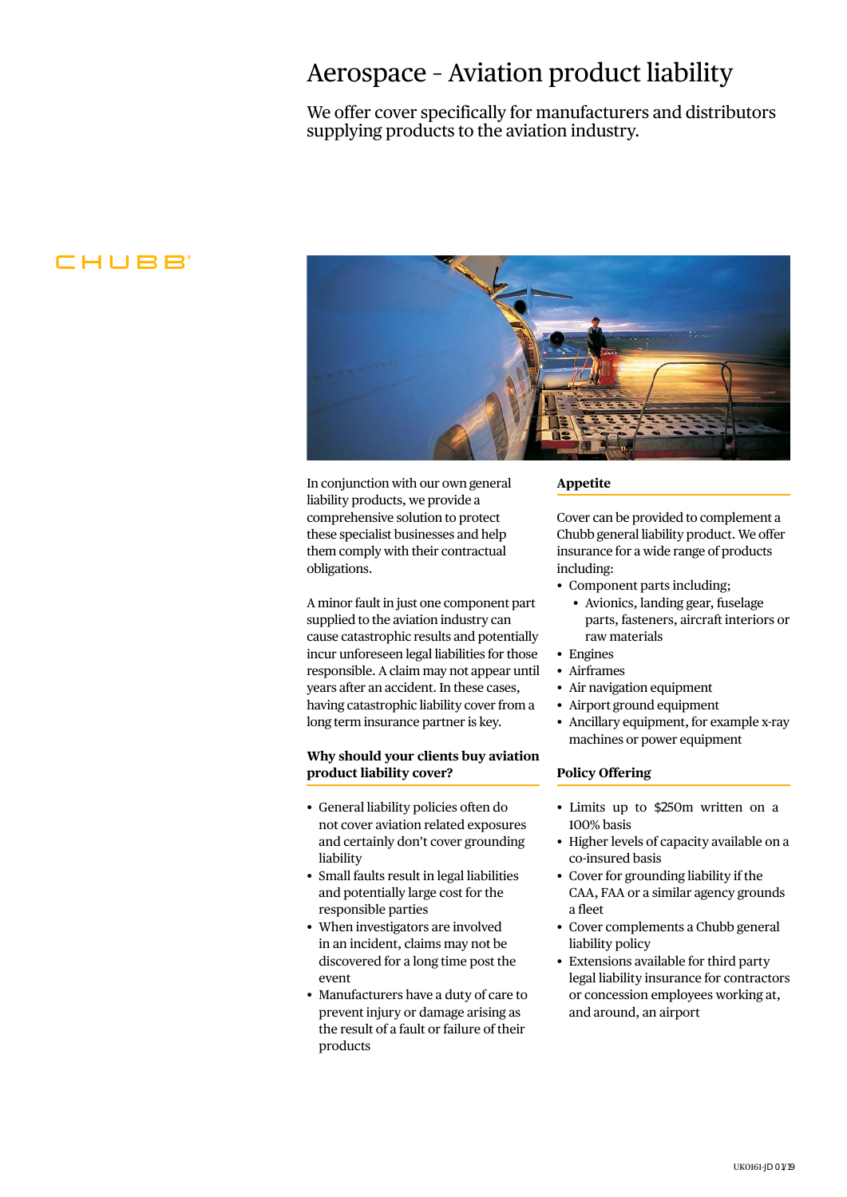# Aerospace - Aviation product liability

We offer cover specifically for manufacturers and distributors supplying products to the aviation industry.

CHUBB®

In conjunction with our own general liability products, we provide a comprehensive solution to protect these specialist businesses and help them comply with their contractual obligations.

A minor fault in just one component part supplied to the aviation industry can cause catastrophic results and potentially incur unforeseen legal liabilities for those responsible. A claim may not appear until years after an accident. In these cases, having catastrophic liability cover from a long term insurance partner is key.

## Why should your clients buy aviation product liability cover?

- General liability policies often do not cover aviation related exposures and certainly don't cover grounding liability
- Small faults result in legal liabilities and potentially large cost for the responsible parties
- When investigators are involved in an incident, claims may not be discovered for a long time post the event
- Manufacturers have a duty of care to prevent injury or damage arising as the result of a fault or failure of their products

## Appetite

Cover can be provided to complement a Chubb general liability product. We offer insurance for a wide range of products including:

- Component parts including;
  - Avionics, landing gear, fuselage parts, fasteners, aircraft interiors or raw materials
- Engines
- Airframes
- Air navigation equipment
- Airport ground equipment
- Ancillary equipment, for example x-ray machines or power equipment

## Policy Offering

- Limits up to $250m written on a 100% basis
- Higher levels of capacity available on a co-insured basis
- Cover for grounding liability if the CAA, FAA or a similar agency grounds a fleet
- Cover complements a Chubb general liability policy
- Extensions available for third party legal liability insurance for contractors or concession employees working at, and around, an airport

UK0161-JD 01/19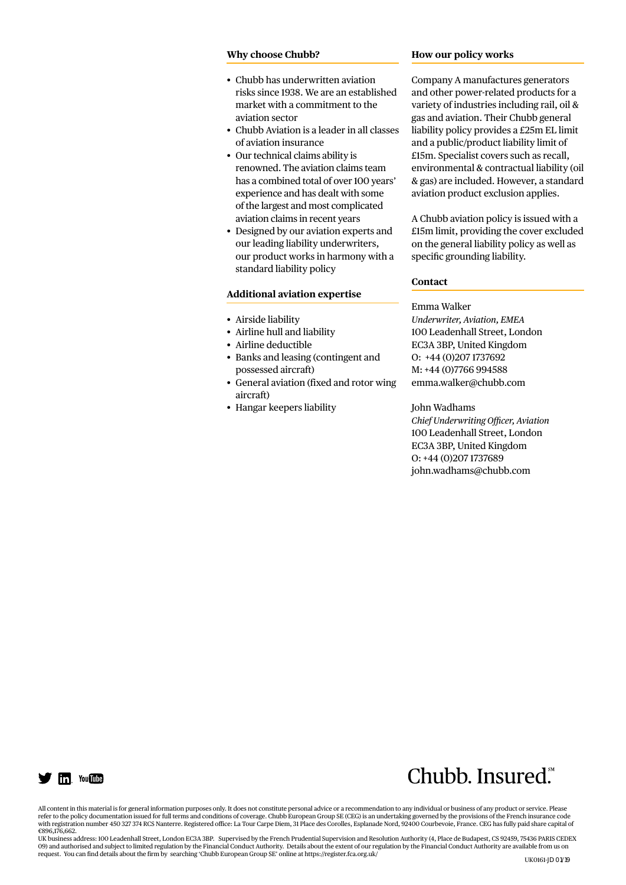## Why choose Chubb?

- Chubb has underwritten aviation risks since 1938. We are an established market with a commitment to the aviation sector
- Chubb Aviation is a leader in all classes of aviation insurance
- Our technical claims ability is renowned. The aviation claims team has a combined total of over 100 years' experience and has dealt with some of the largest and most complicated aviation claims in recent years
- Designed by our aviation experts and our leading liability underwriters, our product works in harmony with a standard liability policy

## Additional aviation expertise

- Airside liability
- Airline hull and liability
- Airline deductible
- Banks and leasing (contingent and possessed aircraft)
- General aviation (fixed and rotor wing aircraft)
- Hangar keepers liability

## How our policy works

Company A manufactures generators and other power-related products for a variety of industries including rail, oil & gas and aviation. Their Chubb general liability policy provides a £25m EL limit and a public/product liability limit of £15m. Specialist covers such as recall, environmental & contractual liability (oil & gas) are included. However, a standard aviation product exclusion applies.

A Chubb aviation policy is issued with a £15m limit, providing the cover excluded on the general liability policy as well as specific grounding liability.

## Contact

Emma Walker
*Underwriter, Aviation, EMEA*
100 Leadenhall Street, London
EC3A 3BP, United Kingdom
O: +44 (0)207 1737692
M: +44 (0)7766 994588
emma.walker@chubb.com

John Wadhams
*Chief Underwriting Officer, Aviation*
100 Leadenhall Street, London
EC3A 3BP, United Kingdom
O: +44 (0)207 1737689
john.wadhams@chubb.com

Chubb. Insured.℠

All content in this material is for general information purposes only. It does not constitute personal advice or a recommendation to any individual or business of any product or service. Please refer to the policy documentation issued for full terms and conditions of coverage. Chubb European Group SE (CEG) is an undertaking governed by the provisions of the French insurance code with registration number 450 327 374 RCS Nanterre. Registered office: La Tour Carpe Diem, 31 Place des Corolles, Esplanade Nord, 92400 Courbevoie, France. CEG has fully paid share capital of €896,176,662.
UK business address: 100 Leadenhall Street, London EC3A 3BP. Supervised by the French Prudential Supervision and Resolution Authority (4, Place de Budapest, CS 92459, 75436 PARIS CEDEX 09) and authorised and subject to limited regulation by the Financial Conduct Authority. Details about the extent of our regulation by the Financial Conduct Authority are available from us on request. You can find details about the firm by searching 'Chubb European Group SE' online at https://register.fca.org.uk/

UK0161-JD 01/19